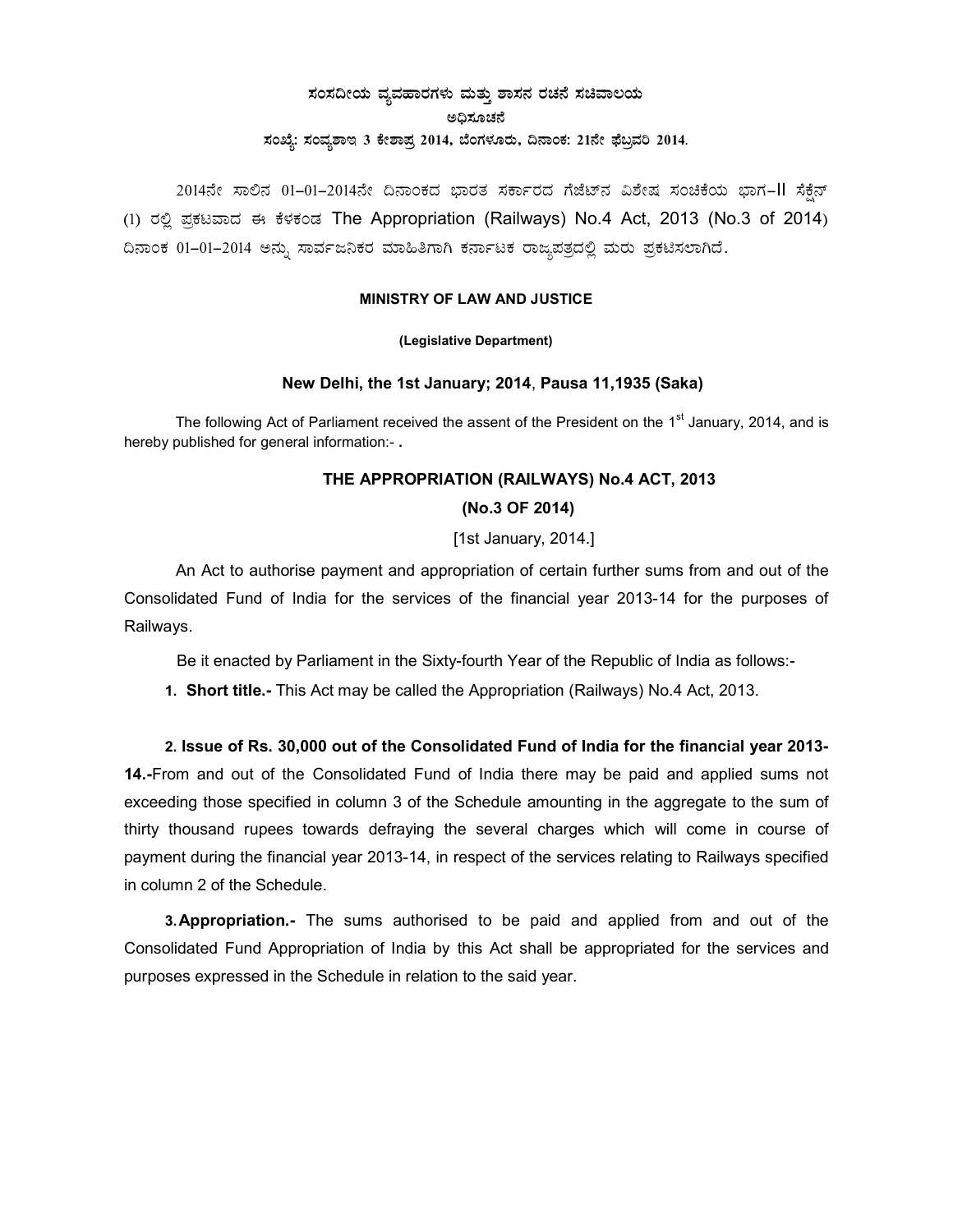**ಸಂಸದೀಯ ವ್ಯವಹಾರಗಳು ಮತ್ತು ಶಾಸನ ರಚನೆ ಸಚಿವಾಲಯ**

**ಅಧಿಸೂಚನೆ**

**ಸಂಖ್ಯೆ: ಸಂವ್ಯಶಾಇ 3 ಕೇಶಾಪ್ರ 2014, ಬೆಂಗಳೂರು, ದಿನಾಂಕ: 21ನೇ ಫೆಬ್ರವರಿ 2014.**

2014ನೇ ಸಾಲಿನ 01-01-2014ನೇ ದಿನಾಂಕದ ಭಾರತ ಸರ್ಕಾರದ ಗೆಜೆಟ್‌ನ ವಿಶೇಷ ಸಂಚಿಕೆಯ ಭಾಗ-II ಸೆಕ್ಷನ್ (1) ರಲ್ಲಿ ಪ್ರಕಟವಾದ ಈ ಕೆಳಕಂಡ The Appropriation (Railways) No.4 Act, 2013 (No.3 of 2014) ದಿನಾಂಕ 01-01-2014 ಅನ್ನು ಸಾರ್ವಜನಿಕರ ಮಾಹಿತಿಗಾಗಿ ಕರ್ನಾಟಕ ರಾಜ್ಯಪತ್ರದಲ್ಲಿ ಮರು ಪ್ರಕಟಿಸಲಾಗಿದೆ.

**MINISTRY OF LAW AND JUSTICE**

**(Legislative Department)**

**New Delhi, the 1st January; 2014, Pausa 11,1935 (Saka)**

The following Act of Parliament received the assent of the President on the 1st January, 2014, and is hereby published for general information:- .

## THE APPROPRIATION (RAILWAYS) No.4 ACT, 2013

## (No.3 OF 2014)

[1st January, 2014.]

An Act to authorise payment and appropriation of certain further sums from and out of the Consolidated Fund of India for the services of the financial year 2013-14 for the purposes of Railways.

Be it enacted by Parliament in the Sixty-fourth Year of the Republic of India as follows:-

**1. Short title.-** This Act may be called the Appropriation (Railways) No.4 Act, 2013.

**2. Issue of Rs. 30,000 out of the Consolidated Fund of India for the financial year 2013-14.-**From and out of the Consolidated Fund of India there may be paid and applied sums not exceeding those specified in column 3 of the Schedule amounting in the aggregate to the sum of thirty thousand rupees towards defraying the several charges which will come in course of payment during the financial year 2013-14, in respect of the services relating to Railways specified in column 2 of the Schedule.

**3. Appropriation.-** The sums authorised to be paid and applied from and out of the Consolidated Fund Appropriation of India by this Act shall be appropriated for the services and purposes expressed in the Schedule in relation to the said year.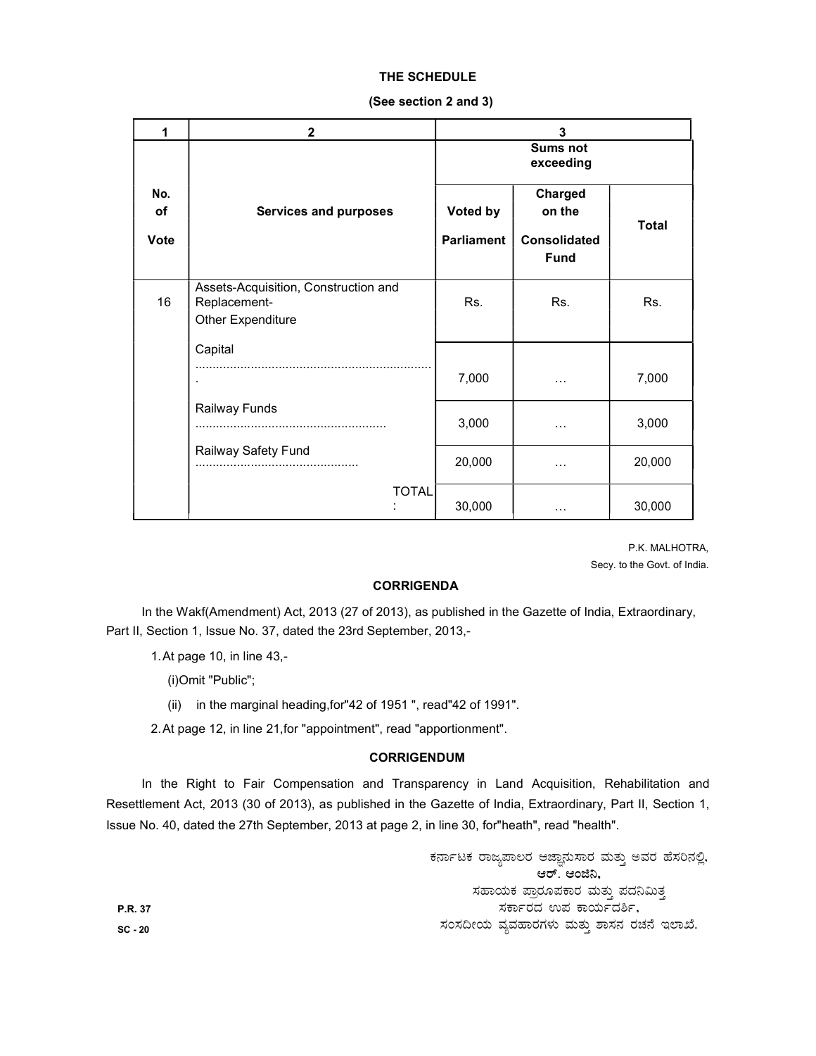**THE SCHEDULE**

**(See section 2 and 3)**

| 1 | 2 | 3 | | |
|---|---|---|---|---|
| | | Sums not exceeding | | |
| No. of Vote | Services and purposes | Voted by Parliament | Charged on the Consolidated Fund | Total |
| 16 | Assets-Acquisition, Construction and Replacement- Other Expenditure | Rs. | Rs. | Rs. |
| | Capital .................................................................... | 7,000 | ... | 7,000 |
| | Railway Funds ...................................................... | 3,000 | ... | 3,000 |
| | Railway Safety Fund .............................................. | 20,000 | ... | 20,000 |
| | TOTAL : | 30,000 | ... | 30,000 |

P.K. MALHOTRA,
Secy. to the Govt. of India.

**CORRIGENDA**

In the Wakf(Amendment) Act, 2013 (27 of 2013), as published in the Gazette of India, Extraordinary, Part II, Section 1, Issue No. 37, dated the 23rd September, 2013,-

1. At page 10, in line 43,-

   (i) Omit "Public";

   (ii) in the marginal heading, for"42 of 1951 ", read"42 of 1991".

2. At page 12, in line 21, for "appointment", read "apportionment".

**CORRIGENDUM**

In the Right to Fair Compensation and Transparency in Land Acquisition, Rehabilitation and Resettlement Act, 2013 (30 of 2013), as published in the Gazette of India, Extraordinary, Part II, Section 1, Issue No. 40, dated the 27th September, 2013 at page 2, in line 30, for"heath", read "health".

ಕರ್ನಾಟಕ ರಾಜ್ಯಪಾಲರ ಆಜ್ಞಾನುಸಾರ ಮತ್ತು ಅವರ ಹೆಸರಿನಲ್ಲಿ,
**ಆರ್. ಆಂಜಿನಿ,**
ಸಹಾಯಕ ಪ್ರಾರೂಪಕಾರ ಮತ್ತು ಪದನಿಮಿತ್ತ
ಸರ್ಕಾರದ ಉಪ ಕಾರ್ಯದರ್ಶಿ,
ಸಂಸದೀಯ ವ್ಯವಹಾರಗಳು ಮತ್ತು ಶಾಸನ ರಚನೆ ಇಲಾಖೆ.

P.R. 37
SC - 20